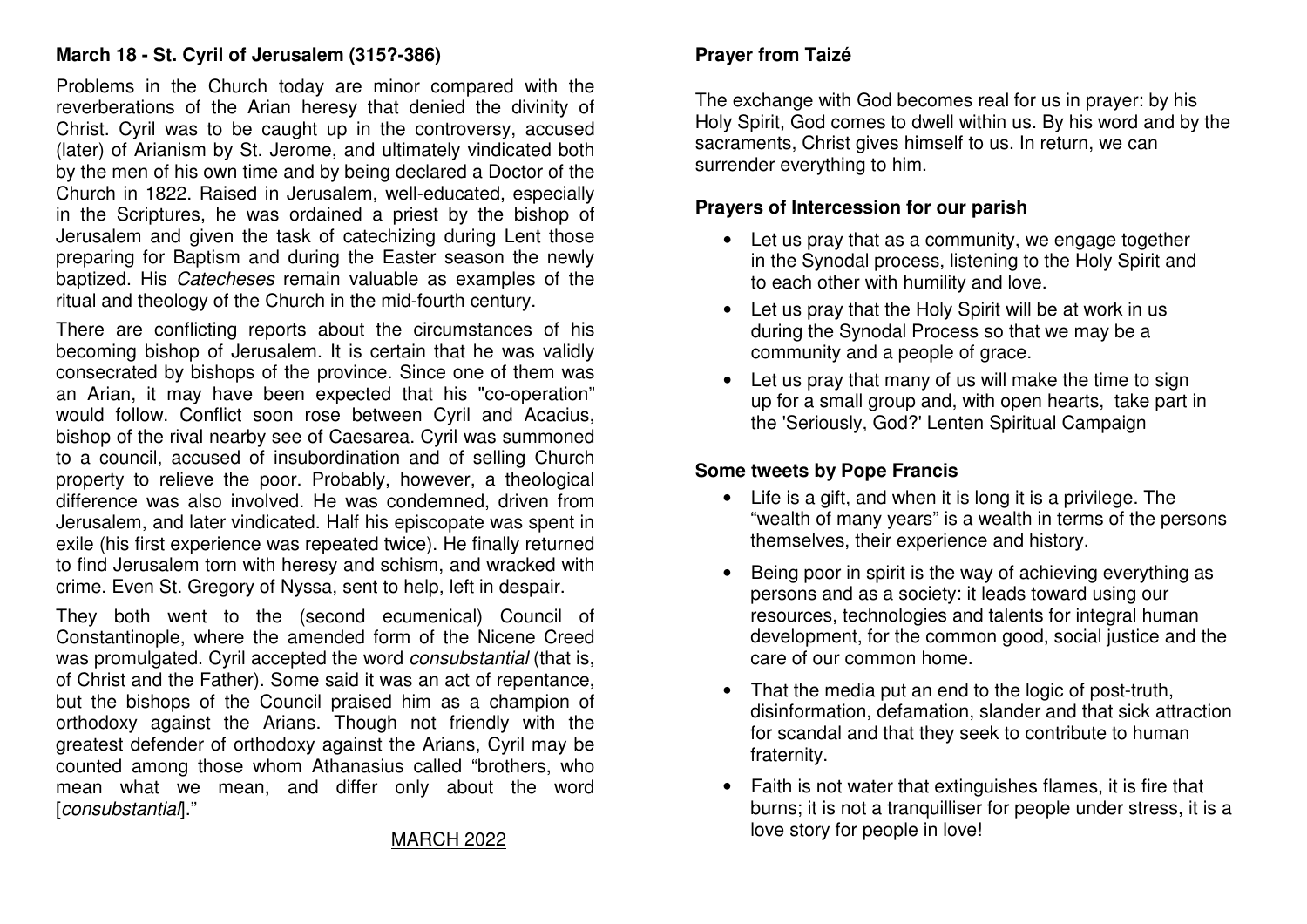**March 18 - St. Cyril of Jerusalem (315?-386)**

Problems in the Church today are minor compared with the reverberations of the Arian heresy that denied the divinity of Christ. Cyril was to be caught up in the controversy, accused (later) of Arianism by St. Jerome, and ultimately vindicated both by the men of his own time and by being declared a Doctor of the Church in 1822. Raised in Jerusalem, well-educated, especially in the Scriptures, he was ordained a priest by the bishop of Jerusalem and given the task of catechizing during Lent those preparing for Baptism and during the Easter season the newly baptized. His *Catecheses* remain valuable as examples of the ritual and theology of the Church in the mid-fourth century.

There are conflicting reports about the circumstances of his becoming bishop of Jerusalem. It is certain that he was validly consecrated by bishops of the province. Since one of them was an Arian, it may have been expected that his "co-operation" would follow. Conflict soon rose between Cyril and Acacius, bishop of the rival nearby see of Caesarea. Cyril was summoned to a council, accused of insubordination and of selling Church property to relieve the poor. Probably, however, a theological difference was also involved. He was condemned, driven from Jerusalem, and later vindicated. Half his episcopate was spent in exile (his first experience was repeated twice). He finally returned to find Jerusalem torn with heresy and schism, and wracked with crime. Even St. Gregory of Nyssa, sent to help, left in despair.

They both went to the (second ecumenical) Council of Constantinople, where the amended form of the Nicene Creed was promulgated. Cyril accepted the word *consubstantial* (that is, of Christ and the Father). Some said it was an act of repentance, but the bishops of the Council praised him as a champion of orthodoxy against the Arians. Though not friendly with the greatest defender of orthodoxy against the Arians, Cyril may be counted among those whom Athanasius called "brothers, who mean what we mean, and differ only about the word [*consubstantial*]."

MARCH 2022

**Prayer from Taizé**

The exchange with God becomes real for us in prayer: by his Holy Spirit, God comes to dwell within us. By his word and by the sacraments, Christ gives himself to us. In return, we can surrender everything to him.

**Prayers of Intercession for our parish**

- Let us pray that as a community, we engage together in the Synodal process, listening to the Holy Spirit and to each other with humility and love.
- Let us pray that the Holy Spirit will be at work in us during the Synodal Process so that we may be a community and a people of grace.
- Let us pray that many of us will make the time to sign up for a small group and, with open hearts, take part in the 'Seriously, God?' Lenten Spiritual Campaign

**Some tweets by Pope Francis**

- Life is a gift, and when it is long it is a privilege. The "wealth of many years" is a wealth in terms of the persons themselves, their experience and history.
- Being poor in spirit is the way of achieving everything as persons and as a society: it leads toward using our resources, technologies and talents for integral human development, for the common good, social justice and the care of our common home.
- That the media put an end to the logic of post-truth, disinformation, defamation, slander and that sick attraction for scandal and that they seek to contribute to human fraternity.
- Faith is not water that extinguishes flames, it is fire that burns; it is not a tranquilliser for people under stress, it is a love story for people in love!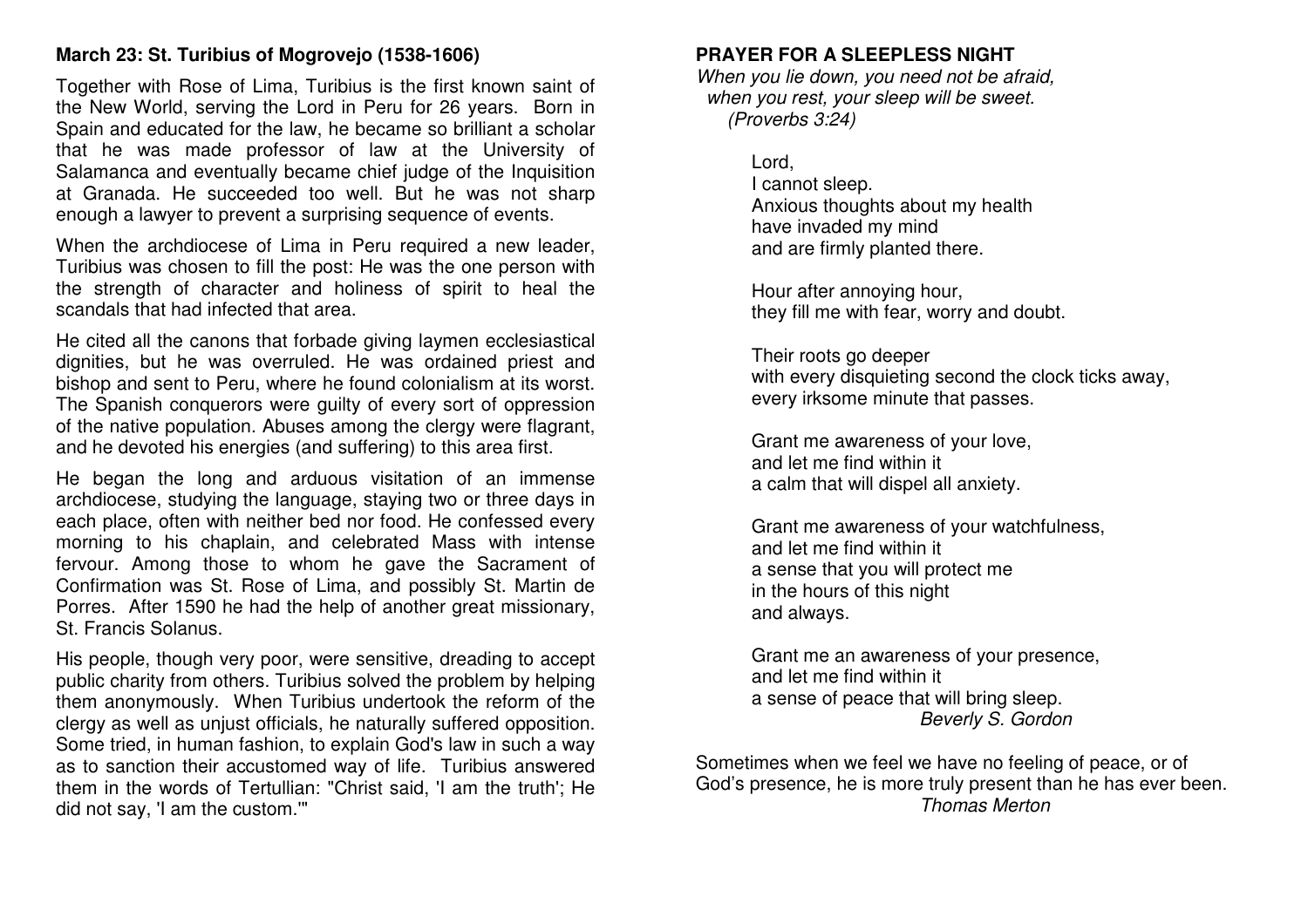**March 23: St. Turibius of Mogrovejo (1538-1606)**

Together with Rose of Lima, Turibius is the first known saint of the New World, serving the Lord in Peru for 26 years. Born in Spain and educated for the law, he became so brilliant a scholar that he was made professor of law at the University of Salamanca and eventually became chief judge of the Inquisition at Granada. He succeeded too well. But he was not sharp enough a lawyer to prevent a surprising sequence of events.

When the archdiocese of Lima in Peru required a new leader, Turibius was chosen to fill the post: He was the one person with the strength of character and holiness of spirit to heal the scandals that had infected that area.

He cited all the canons that forbade giving laymen ecclesiastical dignities, but he was overruled. He was ordained priest and bishop and sent to Peru, where he found colonialism at its worst. The Spanish conquerors were guilty of every sort of oppression of the native population. Abuses among the clergy were flagrant, and he devoted his energies (and suffering) to this area first.

He began the long and arduous visitation of an immense archdiocese, studying the language, staying two or three days in each place, often with neither bed nor food. He confessed every morning to his chaplain, and celebrated Mass with intense fervour. Among those to whom he gave the Sacrament of Confirmation was St. Rose of Lima, and possibly St. Martin de Porres. After 1590 he had the help of another great missionary, St. Francis Solanus.

His people, though very poor, were sensitive, dreading to accept public charity from others. Turibius solved the problem by helping them anonymously. When Turibius undertook the reform of the clergy as well as unjust officials, he naturally suffered opposition. Some tried, in human fashion, to explain God's law in such a way as to sanction their accustomed way of life. Turibius answered them in the words of Tertullian: "Christ said, 'I am the truth'; He did not say, 'I am the custom.'"

**PRAYER FOR A SLEEPLESS NIGHT**

*When you lie down, you need not be afraid,*
*when you rest, your sleep will be sweet.*
*(Proverbs 3:24)*

Lord,
I cannot sleep.
Anxious thoughts about my health
have invaded my mind
and are firmly planted there.

Hour after annoying hour,
they fill me with fear, worry and doubt.

Their roots go deeper
with every disquieting second the clock ticks away,
every irksome minute that passes.

Grant me awareness of your love,
and let me find within it
a calm that will dispel all anxiety.

Grant me awareness of your watchfulness,
and let me find within it
a sense that you will protect me
in the hours of this night
and always.

Grant me an awareness of your presence,
and let me find within it
a sense of peace that will bring sleep.

*Beverly S. Gordon*

Sometimes when we feel we have no feeling of peace, or of God's presence, he is more truly present than he has ever been.

*Thomas Merton*